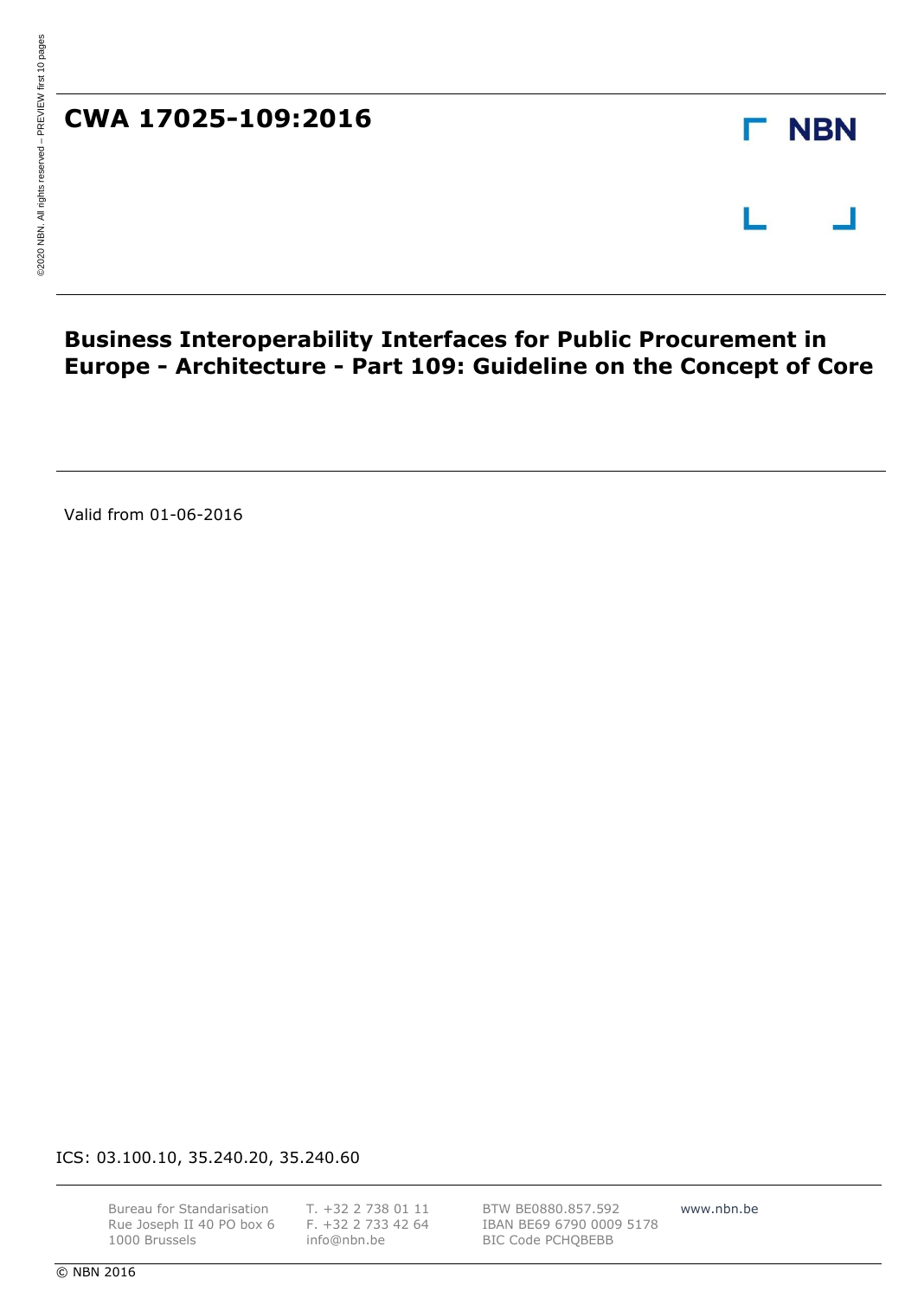# CWA 17025-109:2016

NBN

## Business Interoperability Interfaces for Public Procurement in Europe - Architecture - Part 109: Guideline on the Concept of Core

Valid from 01-06-2016

ICS: 03.100.10, 35.240.20, 35.240.60

Bureau for Standarisation
Rue Joseph II 40 PO box 6
1000 Brussels

T. +32 2 738 01 11
F. +32 2 733 42 64
info@nbn.be

BTW BE0880.857.592
IBAN BE69 6790 0009 5178
BIC Code PCHQBEBB

www.nbn.be

© NBN 2016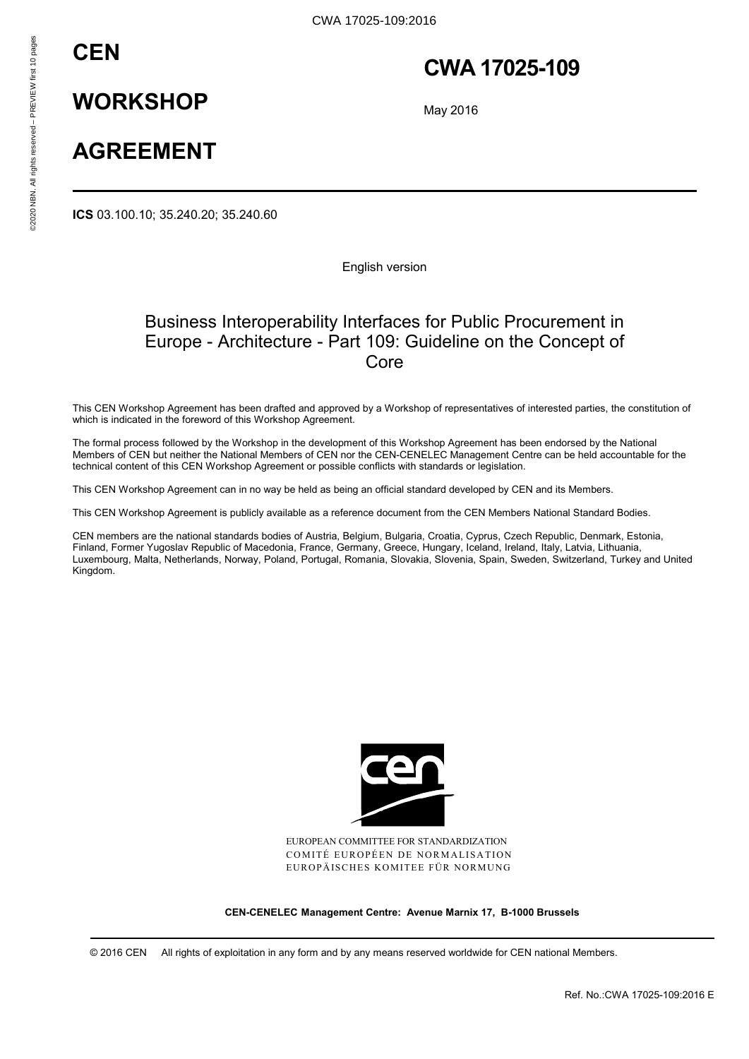# CEN

# WORKSHOP

# AGREEMENT

# CWA 17025-109

May 2016

**ICS** 03.100.10; 35.240.20; 35.240.60

English version

## Business Interoperability Interfaces for Public Procurement in Europe - Architecture - Part 109: Guideline on the Concept of Core

This CEN Workshop Agreement has been drafted and approved by a Workshop of representatives of interested parties, the constitution of which is indicated in the foreword of this Workshop Agreement.

The formal process followed by the Workshop in the development of this Workshop Agreement has been endorsed by the National Members of CEN but neither the National Members of CEN nor the CEN-CENELEC Management Centre can be held accountable for the technical content of this CEN Workshop Agreement or possible conflicts with standards or legislation.

This CEN Workshop Agreement can in no way be held as being an official standard developed by CEN and its Members.

This CEN Workshop Agreement is publicly available as a reference document from the CEN Members National Standard Bodies.

CEN members are the national standards bodies of Austria, Belgium, Bulgaria, Croatia, Cyprus, Czech Republic, Denmark, Estonia, Finland, Former Yugoslav Republic of Macedonia, France, Germany, Greece, Hungary, Iceland, Ireland, Italy, Latvia, Lithuania, Luxembourg, Malta, Netherlands, Norway, Poland, Portugal, Romania, Slovakia, Slovenia, Spain, Sweden, Switzerland, Turkey and United Kingdom.

EUROPEAN COMMITTEE FOR STANDARDIZATION
COMITÉ EUROPÉEN DE NORMALISATION
EUROPÄISCHES KOMITEE FÜR NORMUNG

**CEN-CENELEC Management Centre: Avenue Marnix 17, B-1000 Brussels**

© 2016 CEN All rights of exploitation in any form and by any means reserved worldwide for CEN national Members.

Ref. No.:CWA 17025-109:2016 E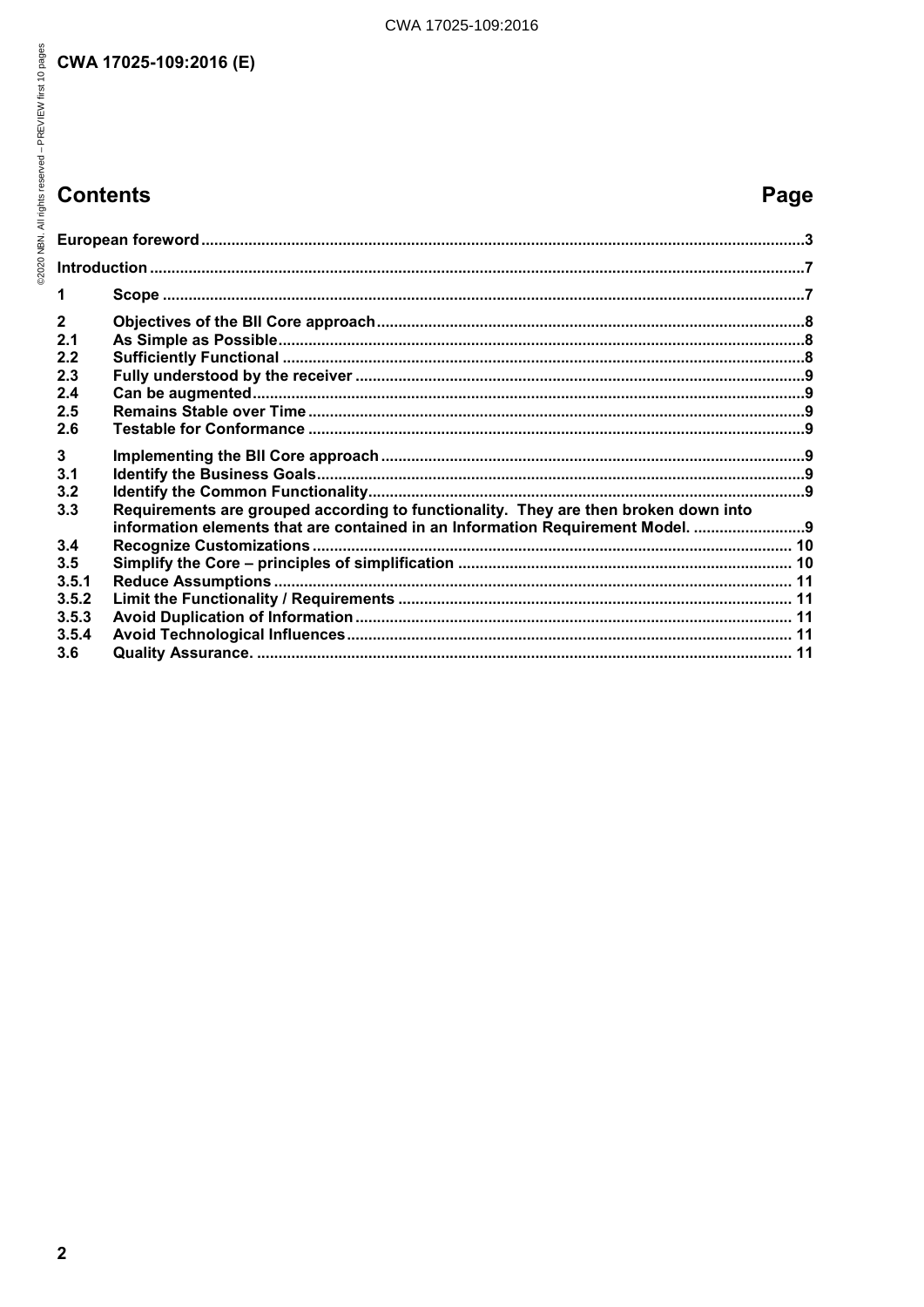# Contents

| | | Page |
|---|---|---|
| European foreword | | 3 |
| Introduction | | 7 |
| 1 | Scope | 7 |
| 2 | Objectives of the BII Core approach | 8 |
| 2.1 | As Simple as Possible | 8 |
| 2.2 | Sufficiently Functional | 8 |
| 2.3 | Fully understood by the receiver | 9 |
| 2.4 | Can be augmented | 9 |
| 2.5 | Remains Stable over Time | 9 |
| 2.6 | Testable for Conformance | 9 |
| 3 | Implementing the BII Core approach | 9 |
| 3.1 | Identify the Business Goals | 9 |
| 3.2 | Identify the Common Functionality | 9 |
| 3.3 | Requirements are grouped according to functionality. They are then broken down into information elements that are contained in an Information Requirement Model. | 9 |
| 3.4 | Recognize Customizations | 10 |
| 3.5 | Simplify the Core – principles of simplification | 10 |
| 3.5.1 | Reduce Assumptions | 11 |
| 3.5.2 | Limit the Functionality / Requirements | 11 |
| 3.5.3 | Avoid Duplication of Information | 11 |
| 3.5.4 | Avoid Technological Influences | 11 |
| 3.6 | Quality Assurance. | 11 |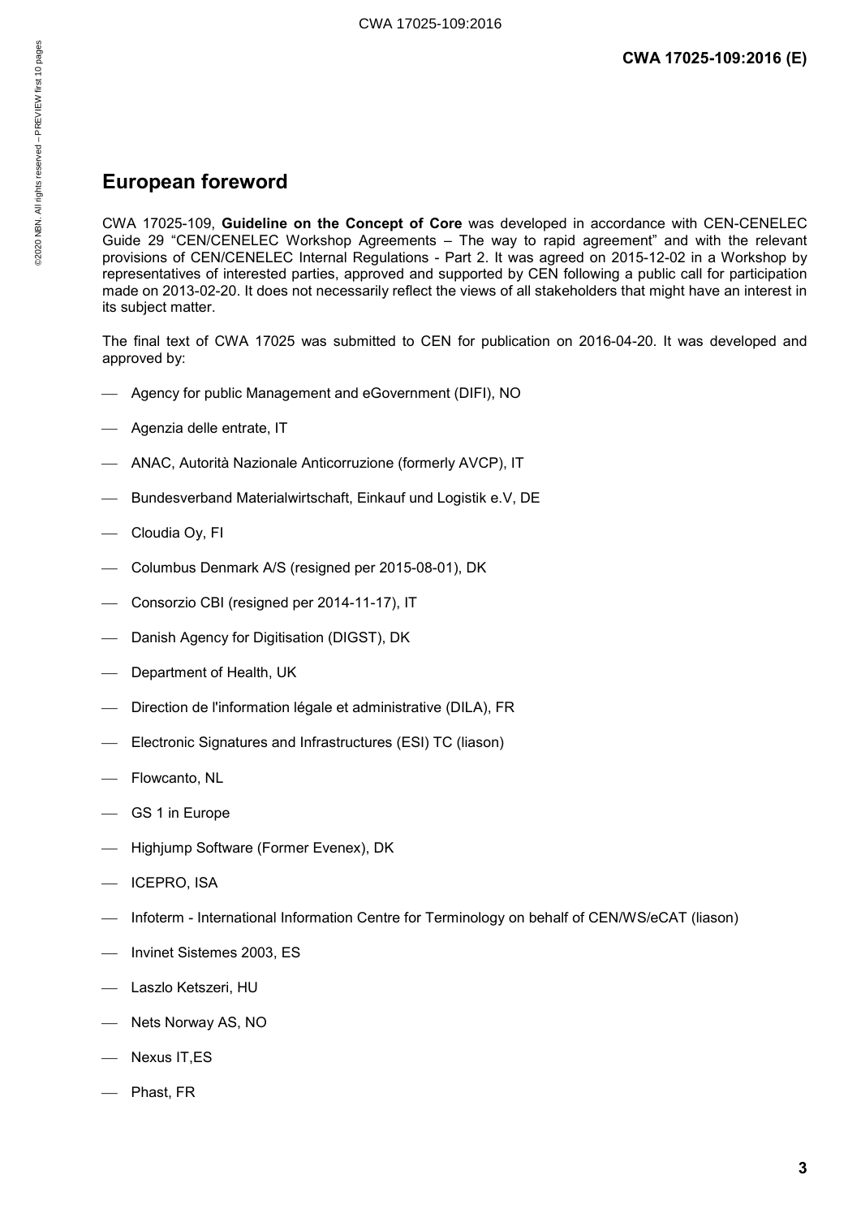## European foreword

CWA 17025-109, **Guideline on the Concept of Core** was developed in accordance with CEN-CENELEC Guide 29 "CEN/CENELEC Workshop Agreements – The way to rapid agreement" and with the relevant provisions of CEN/CENELEC Internal Regulations - Part 2. It was agreed on 2015-12-02 in a Workshop by representatives of interested parties, approved and supported by CEN following a public call for participation made on 2013-02-20. It does not necessarily reflect the views of all stakeholders that might have an interest in its subject matter.

The final text of CWA 17025 was submitted to CEN for publication on 2016-04-20. It was developed and approved by:

- Agency for public Management and eGovernment (DIFI), NO
- Agenzia delle entrate, IT
- ANAC, Autorità Nazionale Anticorruzione (formerly AVCP), IT
- Bundesverband Materialwirtschaft, Einkauf und Logistik e.V, DE
- Cloudia Oy, FI
- Columbus Denmark A/S (resigned per 2015-08-01), DK
- Consorzio CBI (resigned per 2014-11-17), IT
- Danish Agency for Digitisation (DIGST), DK
- Department of Health, UK
- Direction de l'information légale et administrative (DILA), FR
- Electronic Signatures and Infrastructures (ESI) TC (liason)
- Flowcanto, NL
- GS 1 in Europe
- Highjump Software (Former Evenex), DK
- ICEPRO, ISA
- Infoterm - International Information Centre for Terminology on behalf of CEN/WS/eCAT (liason)
- Invinet Sistemes 2003, ES
- Laszlo Ketszeri, HU
- Nets Norway AS, NO
- Nexus IT,ES
- Phast, FR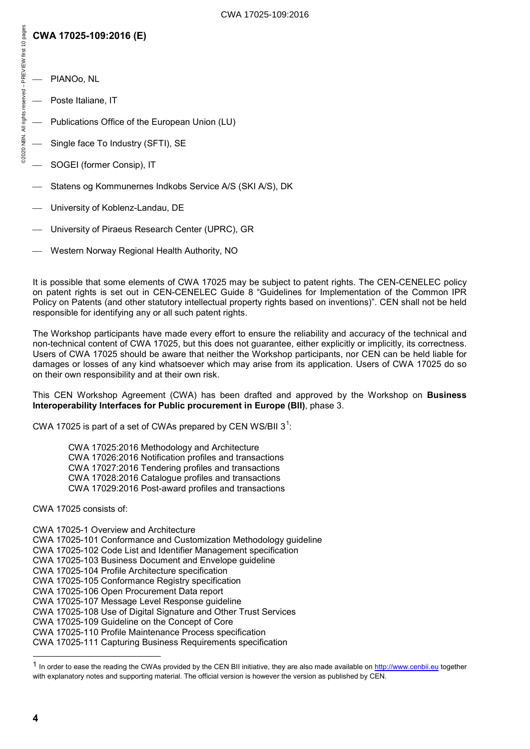— PIANOo, NL

— Poste Italiane, IT

— Publications Office of the European Union (LU)

— Single face To Industry (SFTI), SE

— SOGEI (former Consip), IT

— Statens og Kommunernes Indkobs Service A/S (SKI A/S), DK

— University of Koblenz-Landau, DE

— University of Piraeus Research Center (UPRC), GR

— Western Norway Regional Health Authority, NO

It is possible that some elements of CWA 17025 may be subject to patent rights. The CEN-CENELEC policy on patent rights is set out in CEN-CENELEC Guide 8 "Guidelines for Implementation of the Common IPR Policy on Patents (and other statutory intellectual property rights based on inventions)". CEN shall not be held responsible for identifying any or all such patent rights.

The Workshop participants have made every effort to ensure the reliability and accuracy of the technical and non-technical content of CWA 17025, but this does not guarantee, either explicitly or implicitly, its correctness. Users of CWA 17025 should be aware that neither the Workshop participants, nor CEN can be held liable for damages or losses of any kind whatsoever which may arise from its application. Users of CWA 17025 do so on their own responsibility and at their own risk.

This CEN Workshop Agreement (CWA) has been drafted and approved by the Workshop on **Business Interoperability Interfaces for Public procurement in Europe (BII)**, phase 3.

CWA 17025 is part of a set of CWAs prepared by CEN WS/BII 3[1]:

CWA 17025:2016 Methodology and Architecture
CWA 17026:2016 Notification profiles and transactions
CWA 17027:2016 Tendering profiles and transactions
CWA 17028:2016 Catalogue profiles and transactions
CWA 17029:2016 Post-award profiles and transactions

CWA 17025 consists of:

CWA 17025-1 Overview and Architecture
CWA 17025-101 Conformance and Customization Methodology guideline
CWA 17025-102 Code List and Identifier Management specification
CWA 17025-103 Business Document and Envelope guideline
CWA 17025-104 Profile Architecture specification
CWA 17025-105 Conformance Registry specification
CWA 17025-106 Open Procurement Data report
CWA 17025-107 Message Level Response guideline
CWA 17025-108 Use of Digital Signature and Other Trust Services
CWA 17025-109 Guideline on the Concept of Core
CWA 17025-110 Profile Maintenance Process specification
CWA 17025-111 Capturing Business Requirements specification

[1] In order to ease the reading the CWAs provided by the CEN BII initiative, they are also made available on http://www.cenbii.eu together with explanatory notes and supporting material. The official version is however the version as published by CEN.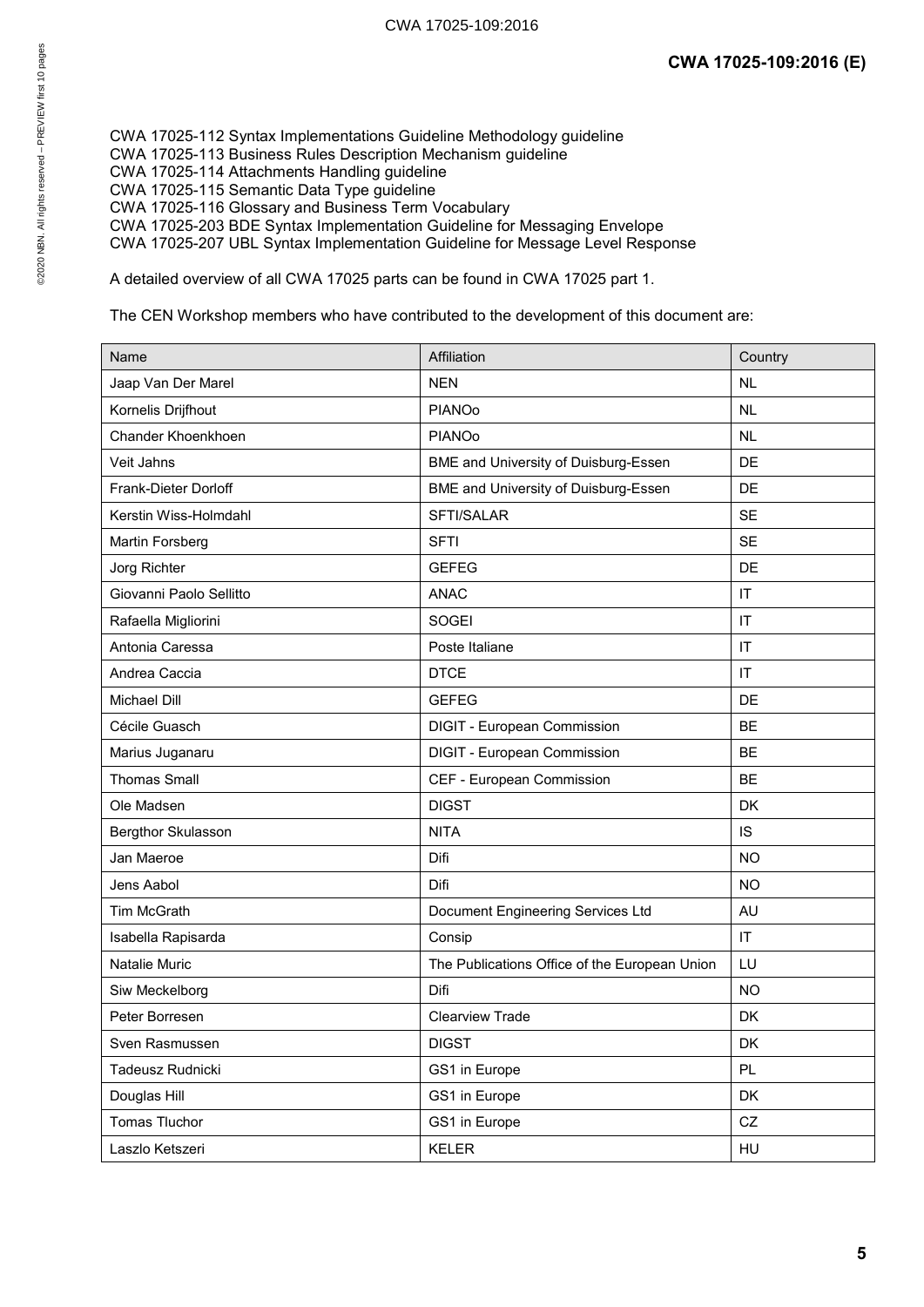CWA 17025-112 Syntax Implementations Guideline Methodology guideline
CWA 17025-113 Business Rules Description Mechanism guideline
CWA 17025-114 Attachments Handling guideline
CWA 17025-115 Semantic Data Type guideline
CWA 17025-116 Glossary and Business Term Vocabulary
CWA 17025-203 BDE Syntax Implementation Guideline for Messaging Envelope
CWA 17025-207 UBL Syntax Implementation Guideline for Message Level Response

A detailed overview of all CWA 17025 parts can be found in CWA 17025 part 1.

The CEN Workshop members who have contributed to the development of this document are:

| Name | Affiliation | Country |
|---|---|---|
| Jaap Van Der Marel | NEN | NL |
| Kornelis Drijfhout | PIANOo | NL |
| Chander Khoenkhoen | PIANOo | NL |
| Veit Jahns | BME and University of Duisburg-Essen | DE |
| Frank-Dieter Dorloff | BME and University of Duisburg-Essen | DE |
| Kerstin Wiss-Holmdahl | SFTI/SALAR | SE |
| Martin Forsberg | SFTI | SE |
| Jorg Richter | GEFEG | DE |
| Giovanni Paolo Sellitto | ANAC | IT |
| Rafaella Migliorini | SOGEI | IT |
| Antonia Caressa | Poste Italiane | IT |
| Andrea Caccia | DTCE | IT |
| Michael Dill | GEFEG | DE |
| Cécile Guasch | DIGIT - European Commission | BE |
| Marius Juganaru | DIGIT - European Commission | BE |
| Thomas Small | CEF - European Commission | BE |
| Ole Madsen | DIGST | DK |
| Bergthor Skulasson | NITA | IS |
| Jan Maeroe | Difi | NO |
| Jens Aabol | Difi | NO |
| Tim McGrath | Document Engineering Services Ltd | AU |
| Isabella Rapisarda | Consip | IT |
| Natalie Muric | The Publications Office of the European Union | LU |
| Siw Meckelborg | Difi | NO |
| Peter Borresen | Clearview Trade | DK |
| Sven Rasmussen | DIGST | DK |
| Tadeusz Rudnicki | GS1 in Europe | PL |
| Douglas Hill | GS1 in Europe | DK |
| Tomas Tluchor | GS1 in Europe | CZ |
| Laszlo Ketszeri | KELER | HU |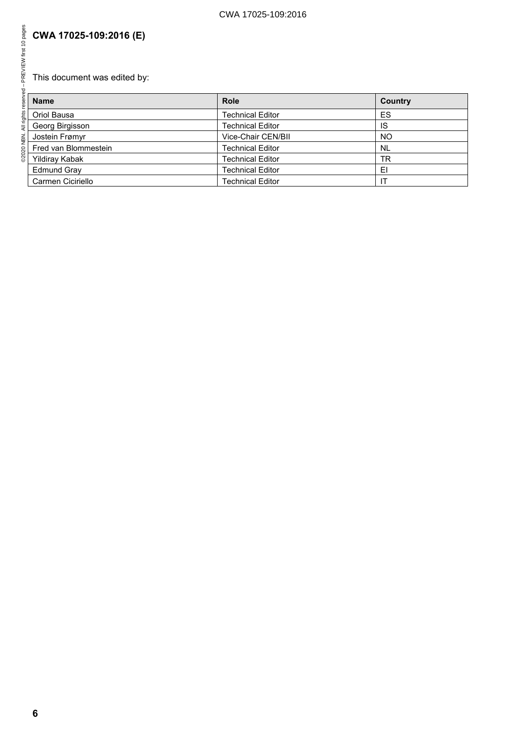# CWA 17025-109:2016 (E)

This document was edited by:

| Name | Role | Country |
| --- | --- | --- |
| Oriol Bausa | Technical Editor | ES |
| Georg Birgisson | Technical Editor | IS |
| Jostein Frømyr | Vice-Chair CEN/BII | NO |
| Fred van Blommestein | Technical Editor | NL |
| Yildiray Kabak | Technical Editor | TR |
| Edmund Gray | Technical Editor | EI |
| Carmen Ciciriello | Technical Editor | IT |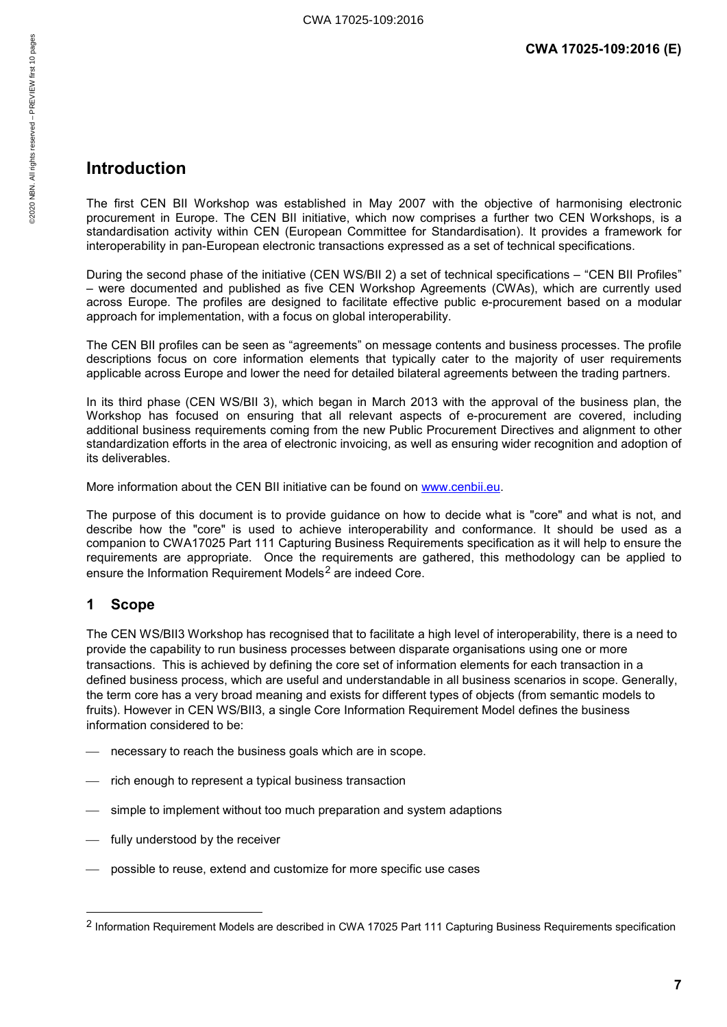# Introduction

The first CEN BII Workshop was established in May 2007 with the objective of harmonising electronic procurement in Europe. The CEN BII initiative, which now comprises a further two CEN Workshops, is a standardisation activity within CEN (European Committee for Standardisation). It provides a framework for interoperability in pan-European electronic transactions expressed as a set of technical specifications.

During the second phase of the initiative (CEN WS/BII 2) a set of technical specifications – "CEN BII Profiles" – were documented and published as five CEN Workshop Agreements (CWAs), which are currently used across Europe. The profiles are designed to facilitate effective public e-procurement based on a modular approach for implementation, with a focus on global interoperability.

The CEN BII profiles can be seen as "agreements" on message contents and business processes. The profile descriptions focus on core information elements that typically cater to the majority of user requirements applicable across Europe and lower the need for detailed bilateral agreements between the trading partners.

In its third phase (CEN WS/BII 3), which began in March 2013 with the approval of the business plan, the Workshop has focused on ensuring that all relevant aspects of e-procurement are covered, including additional business requirements coming from the new Public Procurement Directives and alignment to other standardization efforts in the area of electronic invoicing, as well as ensuring wider recognition and adoption of its deliverables.

More information about the CEN BII initiative can be found on www.cenbii.eu.

The purpose of this document is to provide guidance on how to decide what is "core" and what is not, and describe how the "core" is used to achieve interoperability and conformance. It should be used as a companion to CWA17025 Part 111 Capturing Business Requirements specification as it will help to ensure the requirements are appropriate. Once the requirements are gathered, this methodology can be applied to ensure the Information Requirement Models[2] are indeed Core.

## 1 Scope

The CEN WS/BII3 Workshop has recognised that to facilitate a high level of interoperability, there is a need to provide the capability to run business processes between disparate organisations using one or more transactions. This is achieved by defining the core set of information elements for each transaction in a defined business process, which are useful and understandable in all business scenarios in scope. Generally, the term core has a very broad meaning and exists for different types of objects (from semantic models to fruits). However in CEN WS/BII3, a single Core Information Requirement Model defines the business information considered to be:

- necessary to reach the business goals which are in scope.
- rich enough to represent a typical business transaction
- simple to implement without too much preparation and system adaptions
- fully understood by the receiver
- possible to reuse, extend and customize for more specific use cases

[2] Information Requirement Models are described in CWA 17025 Part 111 Capturing Business Requirements specification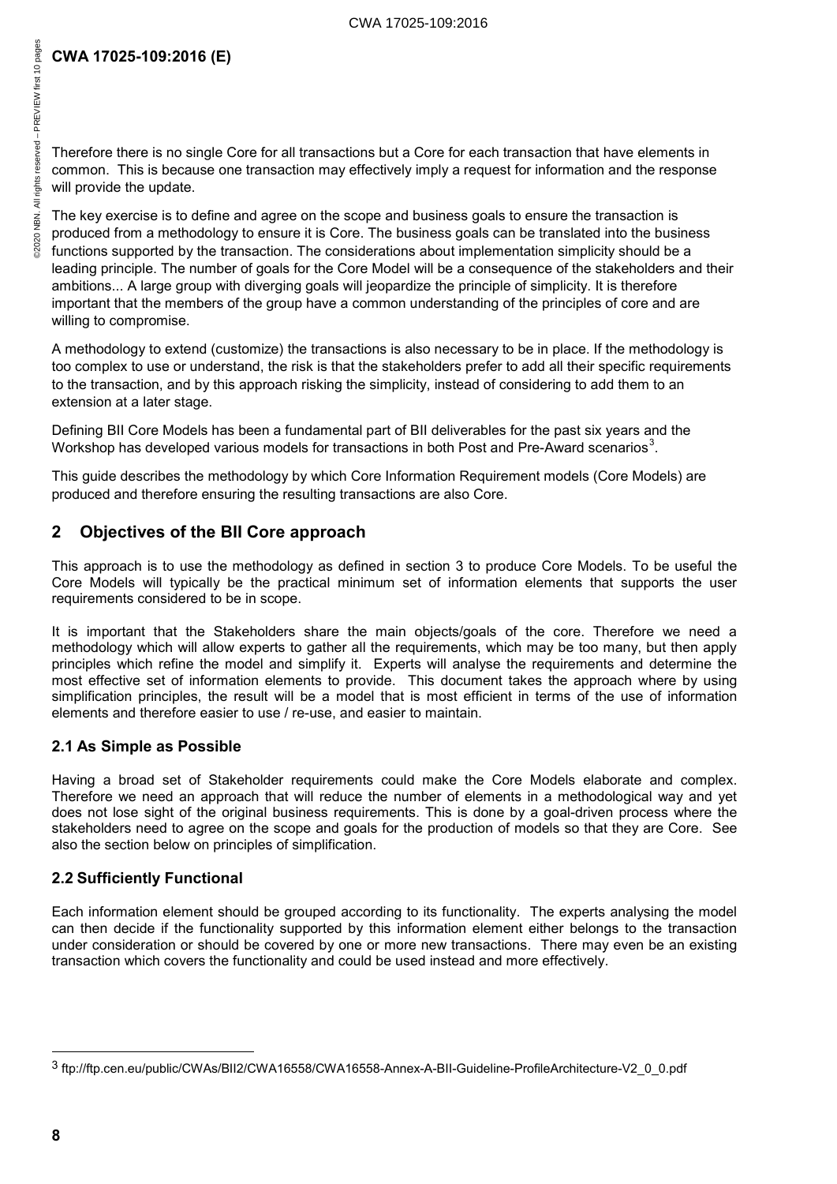Therefore there is no single Core for all transactions but a Core for each transaction that have elements in common. This is because one transaction may effectively imply a request for information and the response will provide the update.

The key exercise is to define and agree on the scope and business goals to ensure the transaction is produced from a methodology to ensure it is Core. The business goals can be translated into the business functions supported by the transaction. The considerations about implementation simplicity should be a leading principle. The number of goals for the Core Model will be a consequence of the stakeholders and their ambitions... A large group with diverging goals will jeopardize the principle of simplicity. It is therefore important that the members of the group have a common understanding of the principles of core and are willing to compromise.

A methodology to extend (customize) the transactions is also necessary to be in place. If the methodology is too complex to use or understand, the risk is that the stakeholders prefer to add all their specific requirements to the transaction, and by this approach risking the simplicity, instead of considering to add them to an extension at a later stage.

Defining BII Core Models has been a fundamental part of BII deliverables for the past six years and the Workshop has developed various models for transactions in both Post and Pre-Award scenarios[3].

This guide describes the methodology by which Core Information Requirement models (Core Models) are produced and therefore ensuring the resulting transactions are also Core.

## 2 Objectives of the BII Core approach

This approach is to use the methodology as defined in section 3 to produce Core Models. To be useful the Core Models will typically be the practical minimum set of information elements that supports the user requirements considered to be in scope.

It is important that the Stakeholders share the main objects/goals of the core. Therefore we need a methodology which will allow experts to gather all the requirements, which may be too many, but then apply principles which refine the model and simplify it. Experts will analyse the requirements and determine the most effective set of information elements to provide. This document takes the approach where by using simplification principles, the result will be a model that is most efficient in terms of the use of information elements and therefore easier to use / re-use, and easier to maintain.

### 2.1 As Simple as Possible

Having a broad set of Stakeholder requirements could make the Core Models elaborate and complex. Therefore we need an approach that will reduce the number of elements in a methodological way and yet does not lose sight of the original business requirements. This is done by a goal-driven process where the stakeholders need to agree on the scope and goals for the production of models so that they are Core. See also the section below on principles of simplification.

### 2.2 Sufficiently Functional

Each information element should be grouped according to its functionality. The experts analysing the model can then decide if the functionality supported by this information element either belongs to the transaction under consideration or should be covered by one or more new transactions. There may even be an existing transaction which covers the functionality and could be used instead and more effectively.

[3] ftp://ftp.cen.eu/public/CWAs/BII2/CWA16558/CWA16558-Annex-A-BII-Guideline-ProfileArchitecture-V2_0_0.pdf